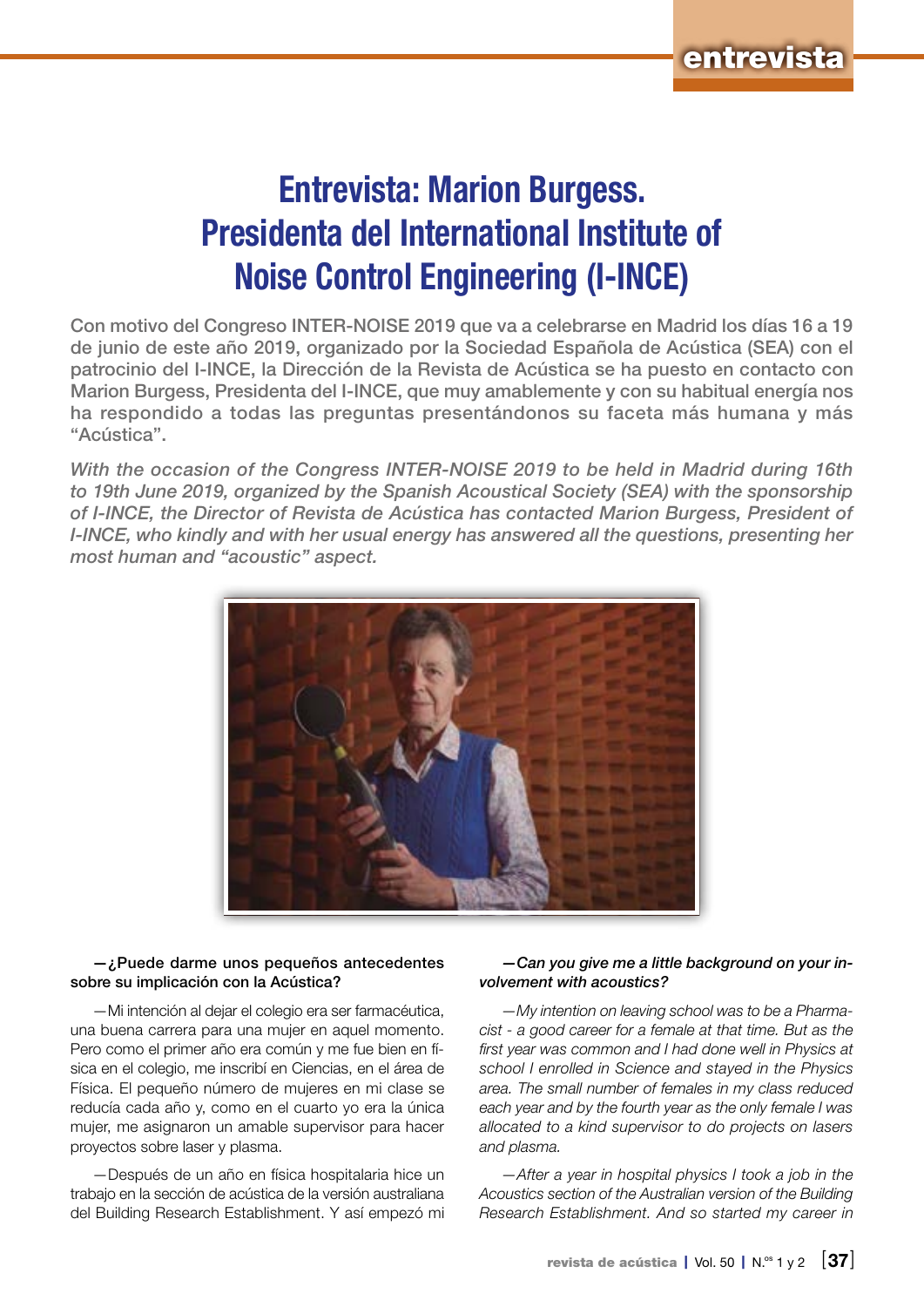# Entrevista: Marion Burgess. Presidenta del International Institute of Noise Control Engineering (I-INCE)

**Con motivo del Congreso INTER-NOISE 2019 que va a celebrarse en Madrid los días 16 a 19 de junio de este año 2019, organizado por la Sociedad Española de Acústica (SEA) con el patrocinio del I-INCE, la Dirección de la Revista de Acústica se ha puesto en contacto con Marion Burgess, Presidenta del I-INCE, que muy amablemente y con su habitual energía nos ha respondido a todas las preguntas presentándonos su faceta más humana y más "Acústica".**

***With the occasion of the Congress INTER-NOISE 2019 to be held in Madrid during 16th to 19th June 2019, organized by the Spanish Acoustical Society (SEA) with the sponsorship of I-INCE, the Director of Revista de Acústica has contacted Marion Burgess, President of I-INCE, who kindly and with her usual energy has answered all the questions, presenting her most human and "acoustic" aspect.***

**—¿Puede darme unos pequeños antecedentes sobre su implicación con la Acústica?**

—Mi intención al dejar el colegio era ser farmacéutica, una buena carrera para una mujer en aquel momento. Pero como el primer año era común y me fue bien en física en el colegio, me inscribí en Ciencias, en el área de Física. El pequeño número de mujeres en mi clase se reducía cada año y, como en el cuarto yo era la única mujer, me asignaron un amable supervisor para hacer proyectos sobre laser y plasma.

—Después de un año en física hospitalaria hice un trabajo en la sección de acústica de la versión australiana del Building Research Establishment. Y así empezó mi

***—Can you give me a little background on your involvement with acoustics?***

*—My intention on leaving school was to be a Pharmacist - a good career for a female at that time. But as the first year was common and I had done well in Physics at school I enrolled in Science and stayed in the Physics area. The small number of females in my class reduced each year and by the fourth year as the only female I was allocated to a kind supervisor to do projects on lasers and plasma.*

*—After a year in hospital physics I took a job in the Acoustics section of the Australian version of the Building Research Establishment. And so started my career in*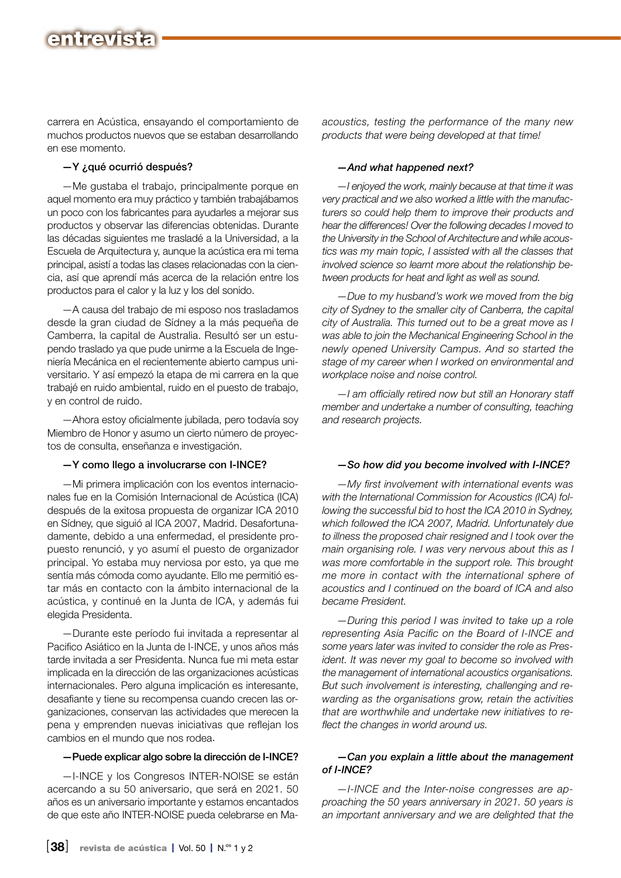carrera en Acústica, ensayando el comportamiento de muchos productos nuevos que se estaban desarrollando en ese momento.

**—Y ¿qué ocurrió después?**

—Me gustaba el trabajo, principalmente porque en aquel momento era muy práctico y también trabajábamos un poco con los fabricantes para ayudarles a mejorar sus productos y observar las diferencias obtenidas. Durante las décadas siguientes me trasladé a la Universidad, a la Escuela de Arquitectura y, aunque la acústica era mi tema principal, asistí a todas las clases relacionadas con la ciencia, así que aprendí más acerca de la relación entre los productos para el calor y la luz y los del sonido.

—A causa del trabajo de mi esposo nos trasladamos desde la gran ciudad de Sídney a la más pequeña de Camberra, la capital de Australia. Resultó ser un estupendo traslado ya que pude unirme a la Escuela de Ingeniería Mecánica en el recientemente abierto campus universitario. Y así empezó la etapa de mi carrera en la que trabajé en ruido ambiental, ruido en el puesto de trabajo, y en control de ruido.

—Ahora estoy oficialmente jubilada, pero todavía soy Miembro de Honor y asumo un cierto número de proyectos de consulta, enseñanza e investigación.

**—Y como llego a involucrarse con I-INCE?**

—Mi primera implicación con los eventos internacionales fue en la Comisión Internacional de Acústica (ICA) después de la exitosa propuesta de organizar ICA 2010 en Sídney, que siguió al ICA 2007, Madrid. Desafortunadamente, debido a una enfermedad, el presidente propuesto renunció, y yo asumí el puesto de organizador principal. Yo estaba muy nerviosa por esto, ya que me sentía más cómoda como ayudante. Ello me permitió estar más en contacto con la ámbito internacional de la acústica, y continué en la Junta de ICA, y además fui elegida Presidenta.

—Durante este período fui invitada a representar al Pacifico Asiático en la Junta de I-INCE, y unos años más tarde invitada a ser Presidenta. Nunca fue mi meta estar implicada en la dirección de las organizaciones acústicas internacionales. Pero alguna implicación es interesante, desafiante y tiene su recompensa cuando crecen las organizaciones, conservan las actividades que merecen la pena y emprenden nuevas iniciativas que reflejan los cambios en el mundo que nos rodea.

**—Puede explicar algo sobre la dirección de I-INCE?**

—I-INCE y los Congresos INTER-NOISE se están acercando a su 50 aniversario, que será en 2021. 50 años es un aniversario importante y estamos encantados de que este año INTER-NOISE pueda celebrarse en Ma-

*acoustics, testing the performance of the many new products that were being developed at that time!*

***—And what happened next?***

*—I enjoyed the work, mainly because at that time it was very practical and we also worked a little with the manufacturers so could help them to improve their products and hear the differences! Over the following decades I moved to the University in the School of Architecture and while acoustics was my main topic, I assisted with all the classes that involved science so learnt more about the relationship between products for heat and light as well as sound.*

*—Due to my husband's work we moved from the big city of Sydney to the smaller city of Canberra, the capital city of Australia. This turned out to be a great move as I was able to join the Mechanical Engineering School in the newly opened University Campus. And so started the stage of my career when I worked on environmental and workplace noise and noise control.*

*—I am officially retired now but still an Honorary staff member and undertake a number of consulting, teaching and research projects.*

***—So how did you become involved with I-INCE?***

*—My first involvement with international events was with the International Commission for Acoustics (ICA) following the successful bid to host the ICA 2010 in Sydney, which followed the ICA 2007, Madrid. Unfortunately due to illness the proposed chair resigned and I took over the main organising role. I was very nervous about this as I was more comfortable in the support role. This brought me more in contact with the international sphere of acoustics and I continued on the board of ICA and also became President.*

*—During this period I was invited to take up a role representing Asia Pacific on the Board of I-INCE and some years later was invited to consider the role as President. It was never my goal to become so involved with the management of international acoustics organisations. But such involvement is interesting, challenging and rewarding as the organisations grow, retain the activities that are worthwhile and undertake new initiatives to reflect the changes in world around us.*

***—Can you explain a little about the management of I-INCE?***

*—I-INCE and the Inter-noise congresses are approaching the 50 years anniversary in 2021. 50 years is an important anniversary and we are delighted that the*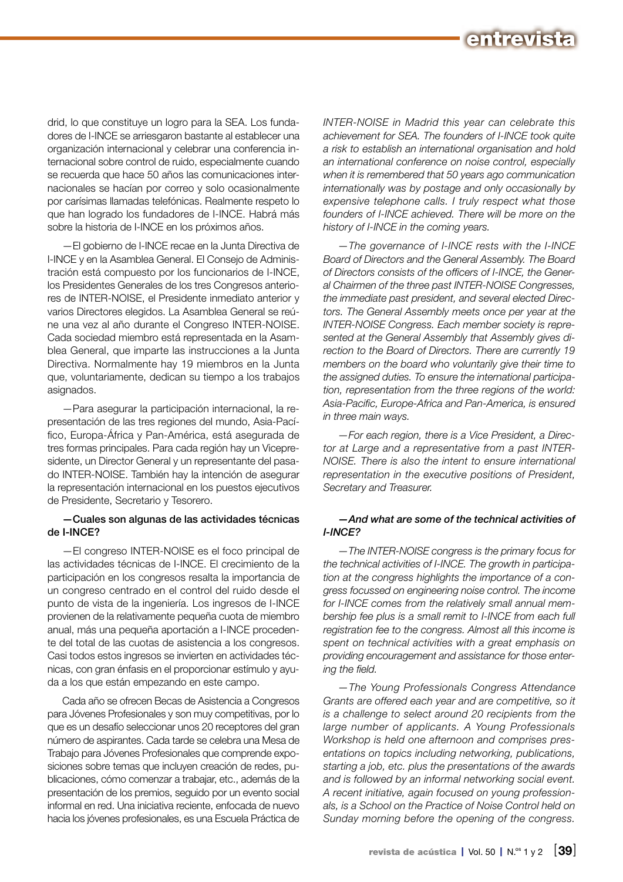drid, lo que constituye un logro para la SEA. Los fundadores de I-INCE se arriesgaron bastante al establecer una organización internacional y celebrar una conferencia internacional sobre control de ruido, especialmente cuando se recuerda que hace 50 años las comunicaciones internacionales se hacían por correo y solo ocasionalmente por carísimas llamadas telefónicas. Realmente respeto lo que han logrado los fundadores de I-INCE. Habrá más sobre la historia de I-INCE en los próximos años.

—El gobierno de I-INCE recae en la Junta Directiva de I-INCE y en la Asamblea General. El Consejo de Administración está compuesto por los funcionarios de I-INCE, los Presidentes Generales de los tres Congresos anteriores de INTER-NOISE, el Presidente inmediato anterior y varios Directores elegidos. La Asamblea General se reúne una vez al año durante el Congreso INTER-NOISE. Cada sociedad miembro está representada en la Asamblea General, que imparte las instrucciones a la Junta Directiva. Normalmente hay 19 miembros en la Junta que, voluntariamente, dedican su tiempo a los trabajos asignados.

—Para asegurar la participación internacional, la representación de las tres regiones del mundo, Asia-Pacífico, Europa-África y Pan-América, está asegurada de tres formas principales. Para cada región hay un Vicepresidente, un Director General y un representante del pasado INTER-NOISE. También hay la intención de asegurar la representación internacional en los puestos ejecutivos de Presidente, Secretario y Tesorero.

**—Cuales son algunas de las actividades técnicas de I-INCE?**

—El congreso INTER-NOISE es el foco principal de las actividades técnicas de I-INCE. El crecimiento de la participación en los congresos resalta la importancia de un congreso centrado en el control del ruido desde el punto de vista de la ingeniería. Los ingresos de I-INCE provienen de la relativamente pequeña cuota de miembro anual, más una pequeña aportación a I-INCE procedente del total de las cuotas de asistencia a los congresos. Casi todos estos ingresos se invierten en actividades técnicas, con gran énfasis en el proporcionar estímulo y ayuda a los que están empezando en este campo.

Cada año se ofrecen Becas de Asistencia a Congresos para Jóvenes Profesionales y son muy competitivas, por lo que es un desafío seleccionar unos 20 receptores del gran número de aspirantes. Cada tarde se celebra una Mesa de Trabajo para Jóvenes Profesionales que comprende exposiciones sobre temas que incluyen creación de redes, publicaciones, cómo comenzar a trabajar, etc., además de la presentación de los premios, seguido por un evento social informal en red. Una iniciativa reciente, enfocada de nuevo hacia los jóvenes profesionales, es una Escuela Práctica de

*INTER-NOISE in Madrid this year can celebrate this achievement for SEA. The founders of I-INCE took quite a risk to establish an international organisation and hold an international conference on noise control, especially when it is remembered that 50 years ago communication internationally was by postage and only occasionally by expensive telephone calls. I truly respect what those founders of I-INCE achieved. There will be more on the history of I-INCE in the coming years.*

*—The governance of I-INCE rests with the I-INCE Board of Directors and the General Assembly. The Board of Directors consists of the officers of I-INCE, the General Chairmen of the three past INTER-NOISE Congresses, the immediate past president, and several elected Directors. The General Assembly meets once per year at the INTER-NOISE Congress. Each member society is represented at the General Assembly that Assembly gives direction to the Board of Directors. There are currently 19 members on the board who voluntarily give their time to the assigned duties. To ensure the international participation, representation from the three regions of the world: Asia-Pacific, Europe-Africa and Pan-America, is ensured in three main ways.*

*—For each region, there is a Vice President, a Director at Large and a representative from a past INTER-NOISE. There is also the intent to ensure international representation in the executive positions of President, Secretary and Treasurer.*

***—And what are some of the technical activities of I-INCE?***

*—The INTER-NOISE congress is the primary focus for the technical activities of I-INCE. The growth in participation at the congress highlights the importance of a congress focussed on engineering noise control. The income for I-INCE comes from the relatively small annual membership fee plus is a small remit to I-INCE from each full registration fee to the congress. Almost all this income is spent on technical activities with a great emphasis on providing encouragement and assistance for those entering the field.*

*—The Young Professionals Congress Attendance Grants are offered each year and are competitive, so it is a challenge to select around 20 recipients from the large number of applicants. A Young Professionals Workshop is held one afternoon and comprises presentations on topics including networking, publications, starting a job, etc. plus the presentations of the awards and is followed by an informal networking social event. A recent initiative, again focused on young professionals, is a School on the Practice of Noise Control held on Sunday morning before the opening of the congress.*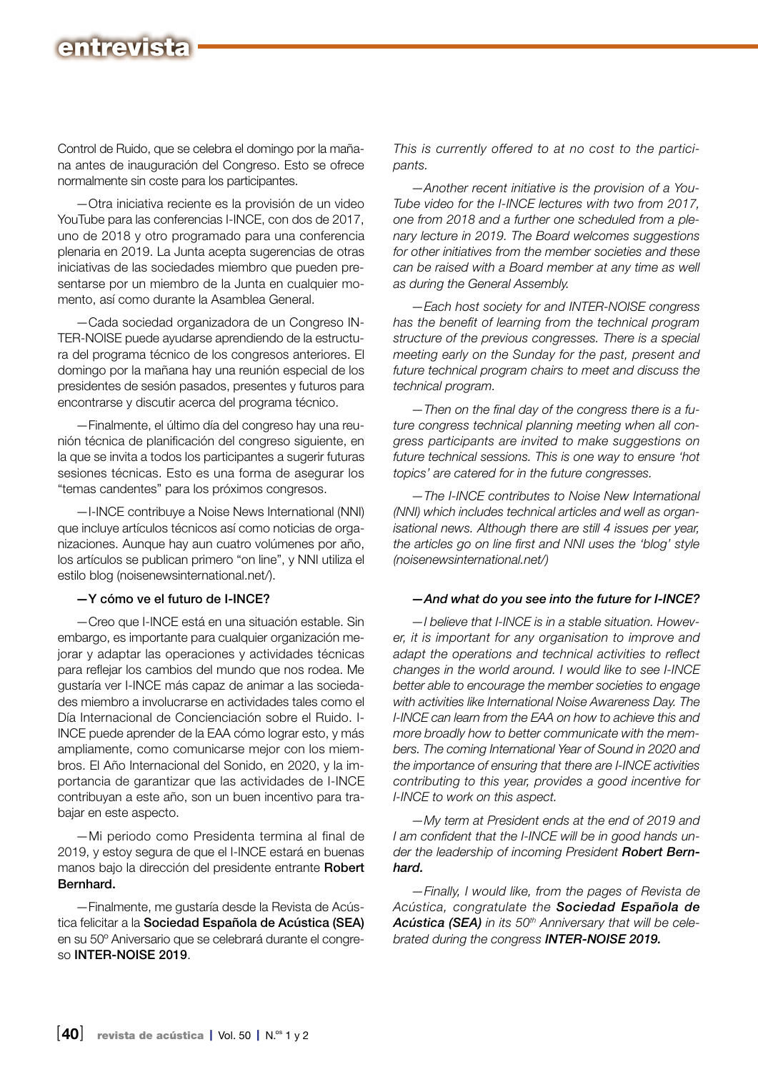Control de Ruido, que se celebra el domingo por la mañana antes de inauguración del Congreso. Esto se ofrece normalmente sin coste para los participantes.

—Otra iniciativa reciente es la provisión de un video YouTube para las conferencias I-INCE, con dos de 2017, uno de 2018 y otro programado para una conferencia plenaria en 2019. La Junta acepta sugerencias de otras iniciativas de las sociedades miembro que pueden presentarse por un miembro de la Junta en cualquier momento, así como durante la Asamblea General.

—Cada sociedad organizadora de un Congreso INTER-NOISE puede ayudarse aprendiendo de la estructura del programa técnico de los congresos anteriores. El domingo por la mañana hay una reunión especial de los presidentes de sesión pasados, presentes y futuros para encontrarse y discutir acerca del programa técnico.

—Finalmente, el último día del congreso hay una reunión técnica de planificación del congreso siguiente, en la que se invita a todos los participantes a sugerir futuras sesiones técnicas. Esto es una forma de asegurar los "temas candentes" para los próximos congresos.

—I-INCE contribuye a Noise News International (NNI) que incluye artículos técnicos así como noticias de organizaciones. Aunque hay aun cuatro volúmenes por año, los artículos se publican primero "on line", y NNI utiliza el estilo blog (noisenewsinternational.net/).

**—Y cómo ve el futuro de I-INCE?**

—Creo que I-INCE está en una situación estable. Sin embargo, es importante para cualquier organización mejorar y adaptar las operaciones y actividades técnicas para reflejar los cambios del mundo que nos rodea. Me gustaría ver I-INCE más capaz de animar a las sociedades miembro a involucrarse en actividades tales como el Día Internacional de Concienciación sobre el Ruido. I-INCE puede aprender de la EAA como lograr esto, y más ampliamente, como comunicarse mejor con los miembros. El Año Internacional del Sonido, en 2020, y la importancia de garantizar que las actividades de I-INCE contribuyan a este año, son un buen incentivo para trabajar en este aspecto.

—Mi periodo como Presidenta termina al final de 2019, y estoy segura de que el I-INCE estará en buenas manos bajo la dirección del presidente entrante **Robert Bernhard.**

—Finalmente, me gustaría desde la Revista de Acústica felicitar a la **Sociedad Española de Acústica (SEA)** en su 50º Aniversario que se celebrará durante el congreso **INTER-NOISE 2019**.

*This is currently offered to at no cost to the participants.*

*—Another recent initiative is the provision of a YouTube video for the I-INCE lectures with two from 2017, one from 2018 and a further one scheduled from a plenary lecture in 2019. The Board welcomes suggestions for other initiatives from the member societies and these can be raised with a Board member at any time as well as during the General Assembly.*

*—Each host society for and INTER-NOISE congress has the benefit of learning from the technical program structure of the previous congresses. There is a special meeting early on the Sunday for the past, present and future technical program chairs to meet and discuss the technical program.*

*—Then on the final day of the congress there is a future congress technical planning meeting when all congress participants are invited to make suggestions on future technical sessions. This is one way to ensure 'hot topics' are catered for in the future congresses.*

*—The I-INCE contributes to Noise New International (NNI) which includes technical articles and well as organisational news. Although there are still 4 issues per year, the articles go on line first and NNI uses the 'blog' style (noisenewsinternational.net/)*

***—And what do you see into the future for I-INCE?***

*—I believe that I-INCE is in a stable situation. However, it is important for any organisation to improve and adapt the operations and technical activities to reflect changes in the world around. I would like to see I-INCE better able to encourage the member societies to engage with activities like International Noise Awareness Day. The I-INCE can learn from the EAA on how to achieve this and more broadly how to better communicate with the members. The coming International Year of Sound in 2020 and the importance of ensuring that there are I-INCE activities contributing to this year, provides a good incentive for I-INCE to work on this aspect.*

*—My term at President ends at the end of 2019 and I am confident that the I-INCE will be in good hands under the leadership of incoming President **Robert Bernhard.***

*—Finally, I would like, from the pages of Revista de Acústica, congratulate the **Sociedad Española de Acústica (SEA)** in its 50th Anniversary that will be celebrated during the congress **INTER-NOISE 2019.***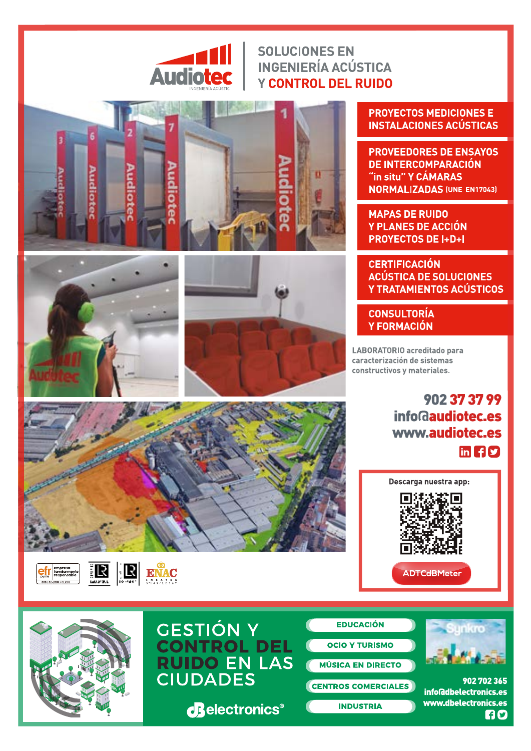# Audiotec

INGENIERÍA ACÚSTICA

## SOLUCIONES EN INGENIERÍA ACÚSTICA Y CONTROL DEL RUIDO

- PROYECTOS MEDICIONES E INSTALACIONES ACÚSTICAS
- PROVEEDORES DE ENSAYOS DE INTERCOMPARACIÓN "in situ" Y CÁMARAS NORMALIZADAS (UNE-EN17043)
- MAPAS DE RUIDO Y PLANES DE ACCIÓN PROYECTOS DE I+D+I
- CERTIFICACIÓN ACÚSTICA DE SOLUCIONES Y TRATAMIENTOS ACÚSTICOS
- CONSULTORÍA Y FORMACIÓN

LABORATORIO acreditado para caracterización de sistemas constructivos y materiales.

902 37 37 99
info@audiotec.es
www.audiotec.es

Descarga nuestra app:

ADTCdBMeter

## GESTIÓN Y CONTROL DEL RUIDO EN LAS CIUDADES

dBelectronics®

- EDUCACIÓN
- OCIO Y TURISMO
- MÚSICA EN DIRECTO
- CENTROS COMERCIALES
- INDUSTRIA

Synkro

902 702 365
info@dbelectronics.es
www.dbelectronics.es